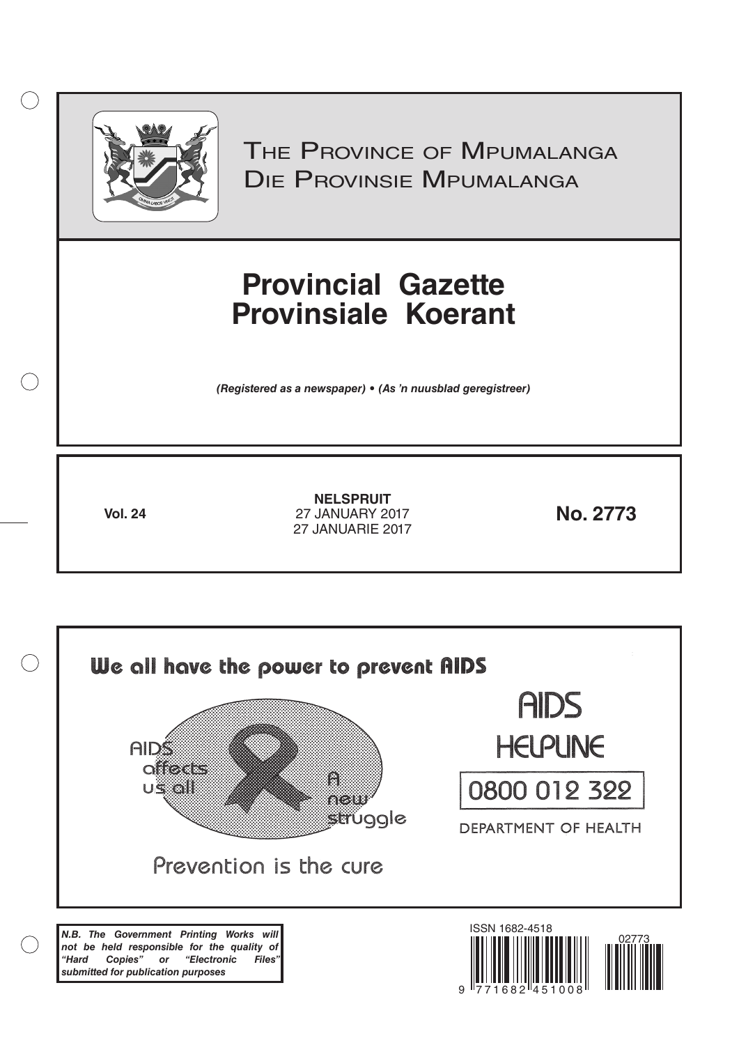The Province of Mpumalanga
Die Provinsie Mpumalanga

# Provincial Gazette
# Provinsiale Koerant

***(Registered as a newspaper) • (As 'n nuusblad geregistreer)***

**Vol. 24**

**NELSPRUIT**
27 JANUARY 2017
27 JANUARIE 2017

**No. 2773**

We all have the power to prevent AIDS

AIDS affects us all

A new struggle

Prevention is the cure

AIDS HELPLINE

0800 012 322

DEPARTMENT OF HEALTH

***N.B. The Government Printing Works will not be held responsible for the quality of "Hard Copies" or "Electronic Files" submitted for publication purposes***

ISSN 1682-4518

02773

9 771682 451008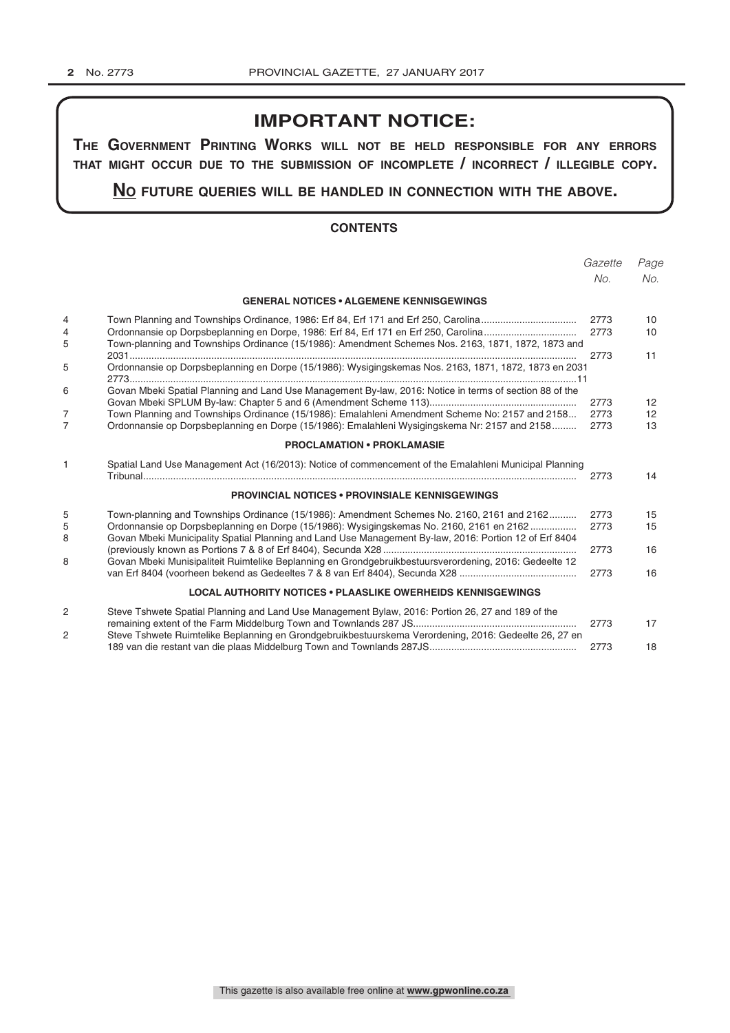## IMPORTANT NOTICE:

**THE GOVERNMENT PRINTING WORKS WILL NOT BE HELD RESPONSIBLE FOR ANY ERRORS THAT MIGHT OCCUR DUE TO THE SUBMISSION OF INCOMPLETE / INCORRECT / ILLEGIBLE COPY.**

**NO FUTURE QUERIES WILL BE HANDLED IN CONNECTION WITH THE ABOVE.**

### CONTENTS

| | | *Gazette No.* | *Page No.* |
|---|---|---|---|
| | **GENERAL NOTICES • ALGEMENE KENNISGEWINGS** | | |
| 4 | Town Planning and Townships Ordinance, 1986: Erf 84, Erf 171 and Erf 250, Carolina | 2773 | 10 |
| 4 | Ordonnansie op Dorpsbeplanning en Dorpe, 1986: Erf 84, Erf 171 en Erf 250, Carolina | 2773 | 10 |
| 5 | Town-planning and Townships Ordinance (15/1986): Amendment Schemes Nos. 2163, 1871, 1872, 1873 and 2031 | 2773 | 11 |
| 5 | Ordonnansie op Dorpsbeplanning en Dorpe (15/1986): Wysigingskemas Nos. 2163, 1871, 1872, 1873 en 2031 2773 | | 11 |
| 6 | Govan Mbeki Spatial Planning and Land Use Management By-law, 2016: Notice in terms of section 88 of the Govan Mbeki SPLUM By-law: Chapter 5 and 6 (Amendment Scheme 113) | 2773 | 12 |
| 7 | Town Planning and Townships Ordinance (15/1986): Emalahleni Amendment Scheme No: 2157 and 2158 | 2773 | 12 |
| 7 | Ordonnansie op Dorpsbeplanning en Dorpe (15/1986): Emalahleni Wysigingskema Nr: 2157 and 2158 | 2773 | 13 |
| | **PROCLAMATION • PROKLAMASIE** | | |
| 1 | Spatial Land Use Management Act (16/2013): Notice of commencement of the Emalahleni Municipal Planning Tribunal | 2773 | 14 |
| | **PROVINCIAL NOTICES • PROVINSIALE KENNISGEWINGS** | | |
| 5 | Town-planning and Townships Ordinance (15/1986): Amendment Schemes No. 2160, 2161 and 2162 | 2773 | 15 |
| 5 | Ordonnansie op Dorpsbeplanning en Dorpe (15/1986): Wysigingskemas No. 2160, 2161 en 2162 | 2773 | 15 |
| 8 | Govan Mbeki Municipality Spatial Planning and Land Use Management By-law, 2016: Portion 12 of Erf 8404 (previously known as Portions 7 & 8 of Erf 8404), Secunda X28 | 2773 | 16 |
| 8 | Govan Mbeki Munisipaliteit Ruimtelike Beplanning en Grondgebruikbestuursverordening, 2016: Gedeelte 12 van Erf 8404 (voorheen bekend as Gedeeltes 7 & 8 van Erf 8404), Secunda X28 | 2773 | 16 |
| | **LOCAL AUTHORITY NOTICES • PLAASLIKE OWERHEIDS KENNISGEWINGS** | | |
| 2 | Steve Tshwete Spatial Planning and Land Use Management Bylaw, 2016: Portion 26, 27 and 189 of the remaining extent of the Farm Middelburg Town and Townlands 287 JS | 2773 | 17 |
| 2 | Steve Tshwete Ruimtelike Beplanning en Grondgebruikbestuurskema Verordening, 2016: Gedeelte 26, 27 en 189 van die restant van die plaas Middelburg Town and Townlands 287JS | 2773 | 18 |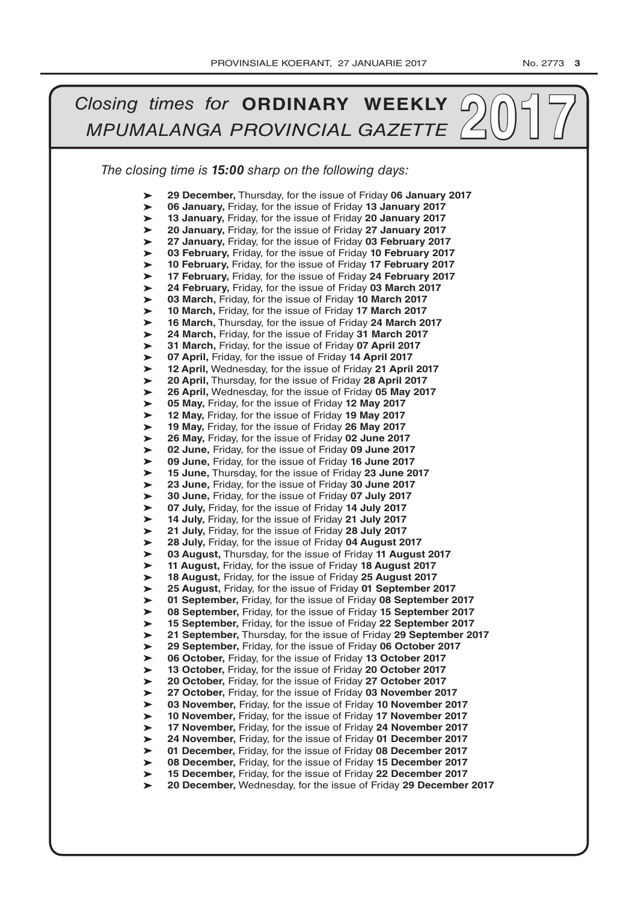# *Closing times for* **ORDINARY WEEKLY** *MPUMALANGA PROVINCIAL GAZETTE* 2017

*The closing time is **15:00** sharp on the following days:*

- **29 December,** Thursday, for the issue of Friday **06 January 2017**
- **06 January,** Friday, for the issue of Friday **13 January 2017**
- **13 January,** Friday, for the issue of Friday **20 January 2017**
- **20 January,** Friday, for the issue of Friday **27 January 2017**
- **27 January,** Friday, for the issue of Friday **03 February 2017**
- **03 February,** Friday, for the issue of Friday **10 February 2017**
- **10 February,** Friday, for the issue of Friday **17 February 2017**
- **17 February,** Friday, for the issue of Friday **24 February 2017**
- **24 February,** Friday, for the issue of Friday **03 March 2017**
- **03 March,** Friday, for the issue of Friday **10 March 2017**
- **10 March,** Friday, for the issue of Friday **17 March 2017**
- **16 March,** Thursday, for the issue of Friday **24 March 2017**
- **24 March,** Friday, for the issue of Friday **31 March 2017**
- **31 March,** Friday, for the issue of Friday **07 April 2017**
- **07 April,** Friday, for the issue of Friday **14 April 2017**
- **12 April,** Wednesday, for the issue of Friday **21 April 2017**
- **20 April,** Thursday, for the issue of Friday **28 April 2017**
- **26 April,** Wednesday, for the issue of Friday **05 May 2017**
- **05 May,** Friday, for the issue of Friday **12 May 2017**
- **12 May,** Friday, for the issue of Friday **19 May 2017**
- **19 May,** Friday, for the issue of Friday **26 May 2017**
- **26 May,** Friday, for the issue of Friday **02 June 2017**
- **02 June,** Friday, for the issue of Friday **09 June 2017**
- **09 June,** Friday, for the issue of Friday **16 June 2017**
- **15 June,** Thursday, for the issue of Friday **23 June 2017**
- **23 June,** Friday, for the issue of Friday **30 June 2017**
- **30 June,** Friday, for the issue of Friday **07 July 2017**
- **07 July,** Friday, for the issue of Friday **14 July 2017**
- **14 July,** Friday, for the issue of Friday **21 July 2017**
- **21 July,** Friday, for the issue of Friday **28 July 2017**
- **28 July,** Friday, for the issue of Friday **04 August 2017**
- **03 August,** Thursday, for the issue of Friday **11 August 2017**
- **11 August,** Friday, for the issue of Friday **18 August 2017**
- **18 August,** Friday, for the issue of Friday **25 August 2017**
- **25 August,** Friday, for the issue of Friday **01 September 2017**
- **01 September,** Friday, for the issue of Friday **08 September 2017**
- **08 September,** Friday, for the issue of Friday **15 September 2017**
- **15 September,** Friday, for the issue of Friday **22 September 2017**
- **21 September,** Thursday, for the issue of Friday **29 September 2017**
- **29 September,** Friday, for the issue of Friday **06 October 2017**
- **06 October,** Friday, for the issue of Friday **13 October 2017**
- **13 October,** Friday, for the issue of Friday **20 October 2017**
- **20 October,** Friday, for the issue of Friday **27 October 2017**
- **27 October,** Friday, for the issue of Friday **03 November 2017**
- **03 November,** Friday, for the issue of Friday **10 November 2017**
- **10 November,** Friday, for the issue of Friday **17 November 2017**
- **17 November,** Friday, for the issue of Friday **24 November 2017**
- **24 November,** Friday, for the issue of Friday **01 December 2017**
- **01 December,** Friday, for the issue of Friday **08 December 2017**
- **08 December,** Friday, for the issue of Friday **15 December 2017**
- **15 December,** Friday, for the issue of Friday **22 December 2017**
- **20 December,** Wednesday, for the issue of Friday **29 December 2017**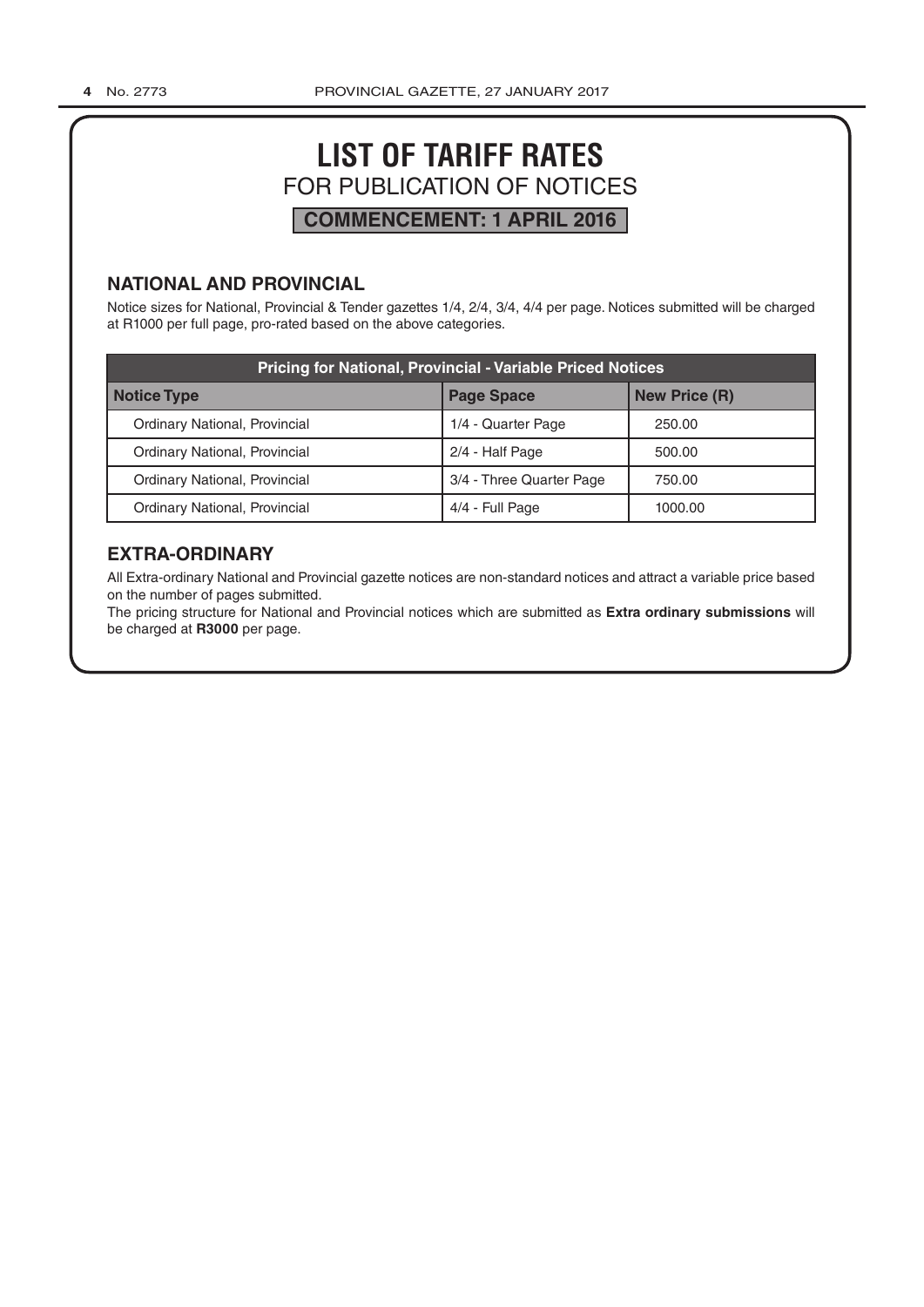# LIST OF TARIFF RATES

## FOR PUBLICATION OF NOTICES

**COMMENCEMENT: 1 APRIL 2016**

## NATIONAL AND PROVINCIAL

Notice sizes for National, Provincial & Tender gazettes 1/4, 2/4, 3/4, 4/4 per page. Notices submitted will be charged at R1000 per full page, pro-rated based on the above categories.

| Pricing for National, Provincial - Variable Priced Notices | | |
|---|---|---|
| **Notice Type** | **Page Space** | **New Price (R)** |
| Ordinary National, Provincial | 1/4 - Quarter Page | 250.00 |
| Ordinary National, Provincial | 2/4 - Half Page | 500.00 |
| Ordinary National, Provincial | 3/4 - Three Quarter Page | 750.00 |
| Ordinary National, Provincial | 4/4 - Full Page | 1000.00 |

## EXTRA-ORDINARY

All Extra-ordinary National and Provincial gazette notices are non-standard notices and attract a variable price based on the number of pages submitted.

The pricing structure for National and Provincial notices which are submitted as **Extra ordinary submissions** will be charged at **R3000** per page.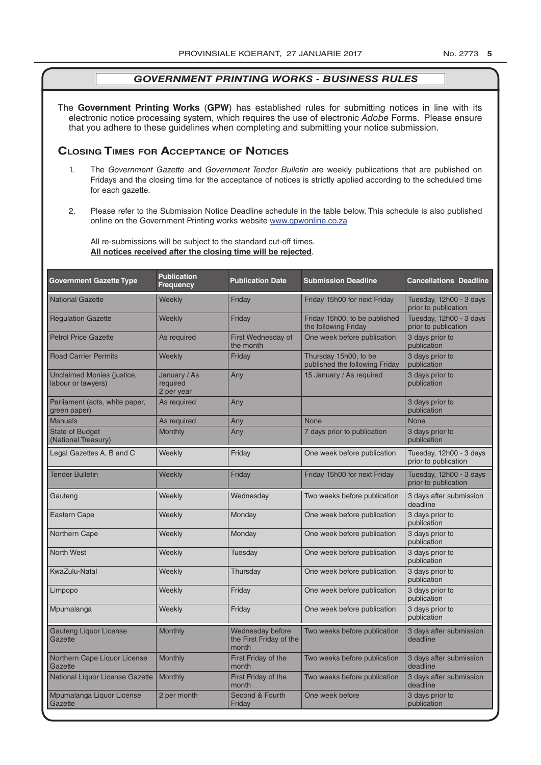## *GOVERNMENT PRINTING WORKS - BUSINESS RULES*

The **Government Printing Works** (**GPW**) has established rules for submitting notices in line with its electronic notice processing system, which requires the use of electronic *Adobe* Forms. Please ensure that you adhere to these guidelines when completing and submitting your notice submission.

### Closing Times for Acceptance of Notices

1. The *Government Gazette* and *Government Tender Bulletin* are weekly publications that are published on Fridays and the closing time for the acceptance of notices is strictly applied according to the scheduled time for each gazette.

2. Please refer to the Submission Notice Deadline schedule in the table below. This schedule is also published online on the Government Printing works website www.gpwonline.co.za

   All re-submissions will be subject to the standard cut-off times.
   **All notices received after the closing time will be rejected**.

| Government Gazette Type | Publication Frequency | Publication Date | Submission Deadline | Cancellations Deadline |
|---|---|---|---|---|
| National Gazette | Weekly | Friday | Friday 15h00 for next Friday | Tuesday, 12h00 - 3 days prior to publication |
| Regulation Gazette | Weekly | Friday | Friday 15h00, to be published the following Friday | Tuesday, 12h00 - 3 days prior to publication |
| Petrol Price Gazette | As required | First Wednesday of the month | One week before publication | 3 days prior to publication |
| Road Carrier Permits | Weekly | Friday | Thursday 15h00, to be published the following Friday | 3 days prior to publication |
| Unclaimed Monies (justice, labour or lawyers) | January / As required 2 per year | Any | 15 January / As required | 3 days prior to publication |
| Parliament (acts, white paper, green paper) | As required | Any | | 3 days prior to publication |
| Manuals | As required | Any | None | None |
| State of Budget (National Treasury) | Monthly | Any | 7 days prior to publication | 3 days prior to publication |
| Legal Gazettes A, B and C | Weekly | Friday | One week before publication | Tuesday, 12h00 - 3 days prior to publication |
| Tender Bulletin | Weekly | Friday | Friday 15h00 for next Friday | Tuesday, 12h00 - 3 days prior to publication |
| Gauteng | Weekly | Wednesday | Two weeks before publication | 3 days after submission deadline |
| Eastern Cape | Weekly | Monday | One week before publication | 3 days prior to publication |
| Northern Cape | Weekly | Monday | One week before publication | 3 days prior to publication |
| North West | Weekly | Tuesday | One week before publication | 3 days prior to publication |
| KwaZulu-Natal | Weekly | Thursday | One week before publication | 3 days prior to publication |
| Limpopo | Weekly | Friday | One week before publication | 3 days prior to publication |
| Mpumalanga | Weekly | Friday | One week before publication | 3 days prior to publication |
| Gauteng Liquor License Gazette | Monthly | Wednesday before the First Friday of the month | Two weeks before publication | 3 days after submission deadline |
| Northern Cape Liquor License Gazette | Monthly | First Friday of the month | Two weeks before publication | 3 days after submission deadline |
| National Liquor License Gazette | Monthly | First Friday of the month | Two weeks before publication | 3 days after submission deadline |
| Mpumalanga Liquor License Gazette | 2 per month | Second & Fourth Friday | One week before | 3 days prior to publication |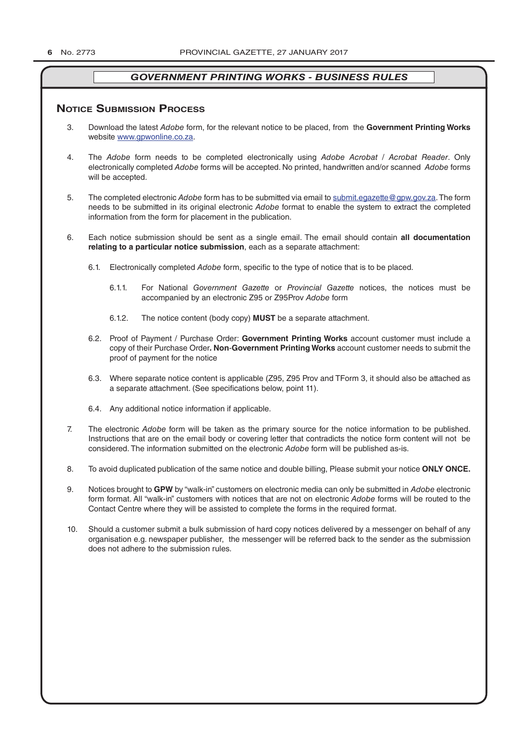## GOVERNMENT PRINTING WORKS - BUSINESS RULES

### Notice Submission Process

3. Download the latest *Adobe* form, for the relevant notice to be placed, from the **Government Printing Works** website www.gpwonline.co.za.

4. The *Adobe* form needs to be completed electronically using *Adobe Acrobat* / *Acrobat Reader*. Only electronically completed *Adobe* forms will be accepted. No printed, handwritten and/or scanned *Adobe* forms will be accepted.

5. The completed electronic *Adobe* form has to be submitted via email to submit.egazette@gpw.gov.za. The form needs to be submitted in its original electronic *Adobe* format to enable the system to extract the completed information from the form for placement in the publication.

6. Each notice submission should be sent as a single email. The email should contain **all documentation relating to a particular notice submission**, each as a separate attachment:

   6.1. Electronically completed *Adobe* form, specific to the type of notice that is to be placed.

   6.1.1. For National *Government Gazette* or *Provincial Gazette* notices, the notices must be accompanied by an electronic Z95 or Z95Prov *Adobe* form

   6.1.2. The notice content (body copy) **MUST** be a separate attachment.

   6.2. Proof of Payment / Purchase Order: **Government Printing Works** account customer must include a copy of their Purchase Order**. Non**-**Government Printing Works** account customer needs to submit the proof of payment for the notice

   6.3. Where separate notice content is applicable (Z95, Z95 Prov and TForm 3, it should also be attached as a separate attachment. (See specifications below, point 11).

   6.4. Any additional notice information if applicable.

7. The electronic *Adobe* form will be taken as the primary source for the notice information to be published. Instructions that are on the email body or covering letter that contradicts the notice form content will not be considered. The information submitted on the electronic *Adobe* form will be published as-is.

8. To avoid duplicated publication of the same notice and double billing, Please submit your notice **ONLY ONCE.**

9. Notices brought to **GPW** by "walk-in" customers on electronic media can only be submitted in *Adobe* electronic form format. All "walk-in" customers with notices that are not on electronic *Adobe* forms will be routed to the Contact Centre where they will be assisted to complete the forms in the required format.

10. Should a customer submit a bulk submission of hard copy notices delivered by a messenger on behalf of any organisation e.g. newspaper publisher, the messenger will be referred back to the sender as the submission does not adhere to the submission rules.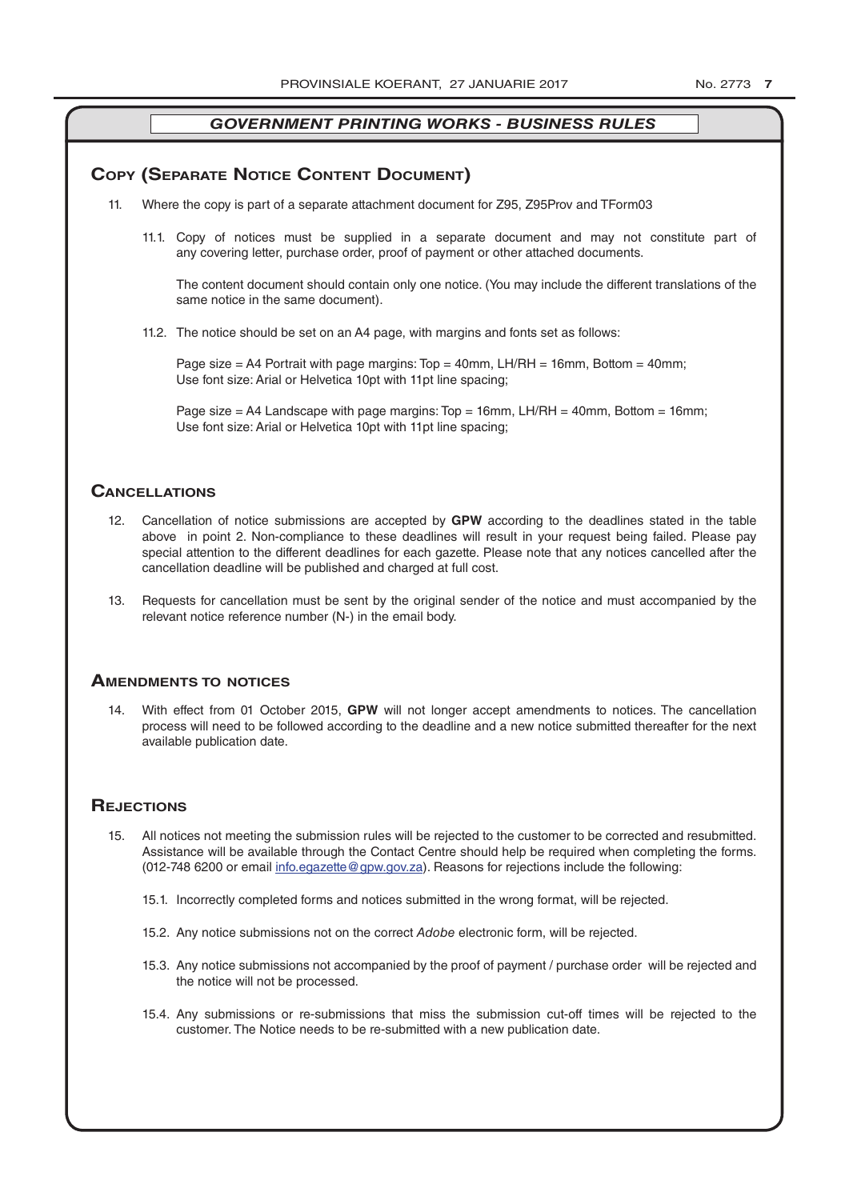## GOVERNMENT PRINTING WORKS - BUSINESS RULES

### Copy (Separate Notice Content Document)

11. Where the copy is part of a separate attachment document for Z95, Z95Prov and TForm03

    11.1. Copy of notices must be supplied in a separate document and may not constitute part of any covering letter, purchase order, proof of payment or other attached documents.

    The content document should contain only one notice. (You may include the different translations of the same notice in the same document).

    11.2. The notice should be set on an A4 page, with margins and fonts set as follows:

    Page size = A4 Portrait with page margins: Top = 40mm, LH/RH = 16mm, Bottom = 40mm;
    Use font size: Arial or Helvetica 10pt with 11pt line spacing;

    Page size = A4 Landscape with page margins: Top = 16mm, LH/RH = 40mm, Bottom = 16mm;
    Use font size: Arial or Helvetica 10pt with 11pt line spacing;

### Cancellations

12. Cancellation of notice submissions are accepted by **GPW** according to the deadlines stated in the table above in point 2. Non-compliance to these deadlines will result in your request being failed. Please pay special attention to the different deadlines for each gazette. Please note that any notices cancelled after the cancellation deadline will be published and charged at full cost.

13. Requests for cancellation must be sent by the original sender of the notice and must accompanied by the relevant notice reference number (N-) in the email body.

### Amendments to notices

14. With effect from 01 October 2015, **GPW** will not longer accept amendments to notices. The cancellation process will need to be followed according to the deadline and a new notice submitted thereafter for the next available publication date.

### Rejections

15. All notices not meeting the submission rules will be rejected to the customer to be corrected and resubmitted. Assistance will be available through the Contact Centre should help be required when completing the forms. (012-748 6200 or email info.egazette@gpw.gov.za). Reasons for rejections include the following:

    15.1. Incorrectly completed forms and notices submitted in the wrong format, will be rejected.

    15.2. Any notice submissions not on the correct *Adobe* electronic form, will be rejected.

    15.3. Any notice submissions not accompanied by the proof of payment / purchase order will be rejected and the notice will not be processed.

    15.4. Any submissions or re-submissions that miss the submission cut-off times will be rejected to the customer. The Notice needs to be re-submitted with a new publication date.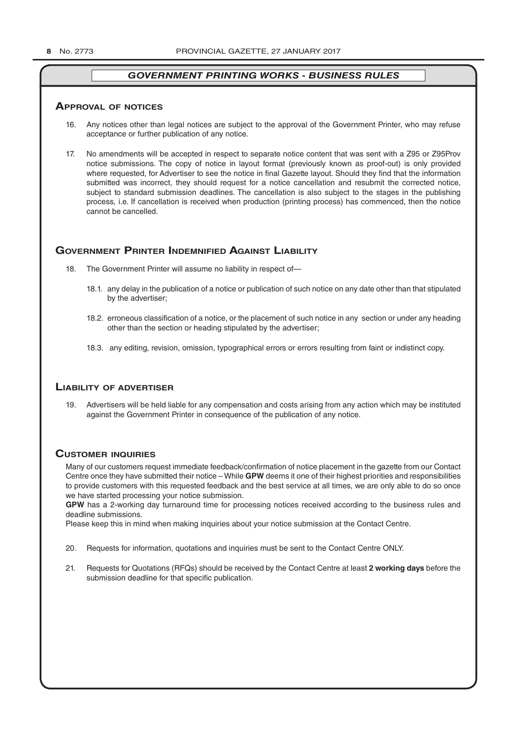## *GOVERNMENT PRINTING WORKS - BUSINESS RULES*

### Approval of notices

16. Any notices other than legal notices are subject to the approval of the Government Printer, who may refuse acceptance or further publication of any notice.

17. No amendments will be accepted in respect to separate notice content that was sent with a Z95 or Z95Prov notice submissions. The copy of notice in layout format (previously known as proof-out) is only provided where requested, for Advertiser to see the notice in final Gazette layout. Should they find that the information submitted was incorrect, they should request for a notice cancellation and resubmit the corrected notice, subject to standard submission deadlines. The cancellation is also subject to the stages in the publishing process, i.e. If cancellation is received when production (printing process) has commenced, then the notice cannot be cancelled.

### Government Printer Indemnified Against Liability

18. The Government Printer will assume no liability in respect of—

    18.1. any delay in the publication of a notice or publication of such notice on any date other than that stipulated by the advertiser;

    18.2. erroneous classification of a notice, or the placement of such notice in any section or under any heading other than the section or heading stipulated by the advertiser;

    18.3. any editing, revision, omission, typographical errors or errors resulting from faint or indistinct copy.

### Liability of advertiser

19. Advertisers will be held liable for any compensation and costs arising from any action which may be instituted against the Government Printer in consequence of the publication of any notice.

### Customer inquiries

Many of our customers request immediate feedback/confirmation of notice placement in the gazette from our Contact Centre once they have submitted their notice – While **GPW** deems it one of their highest priorities and responsibilities to provide customers with this requested feedback and the best service at all times, we are only able to do so once we have started processing your notice submission.

**GPW** has a 2-working day turnaround time for processing notices received according to the business rules and deadline submissions.

Please keep this in mind when making inquiries about your notice submission at the Contact Centre.

20. Requests for information, quotations and inquiries must be sent to the Contact Centre ONLY.

21. Requests for Quotations (RFQs) should be received by the Contact Centre at least **2 working days** before the submission deadline for that specific publication.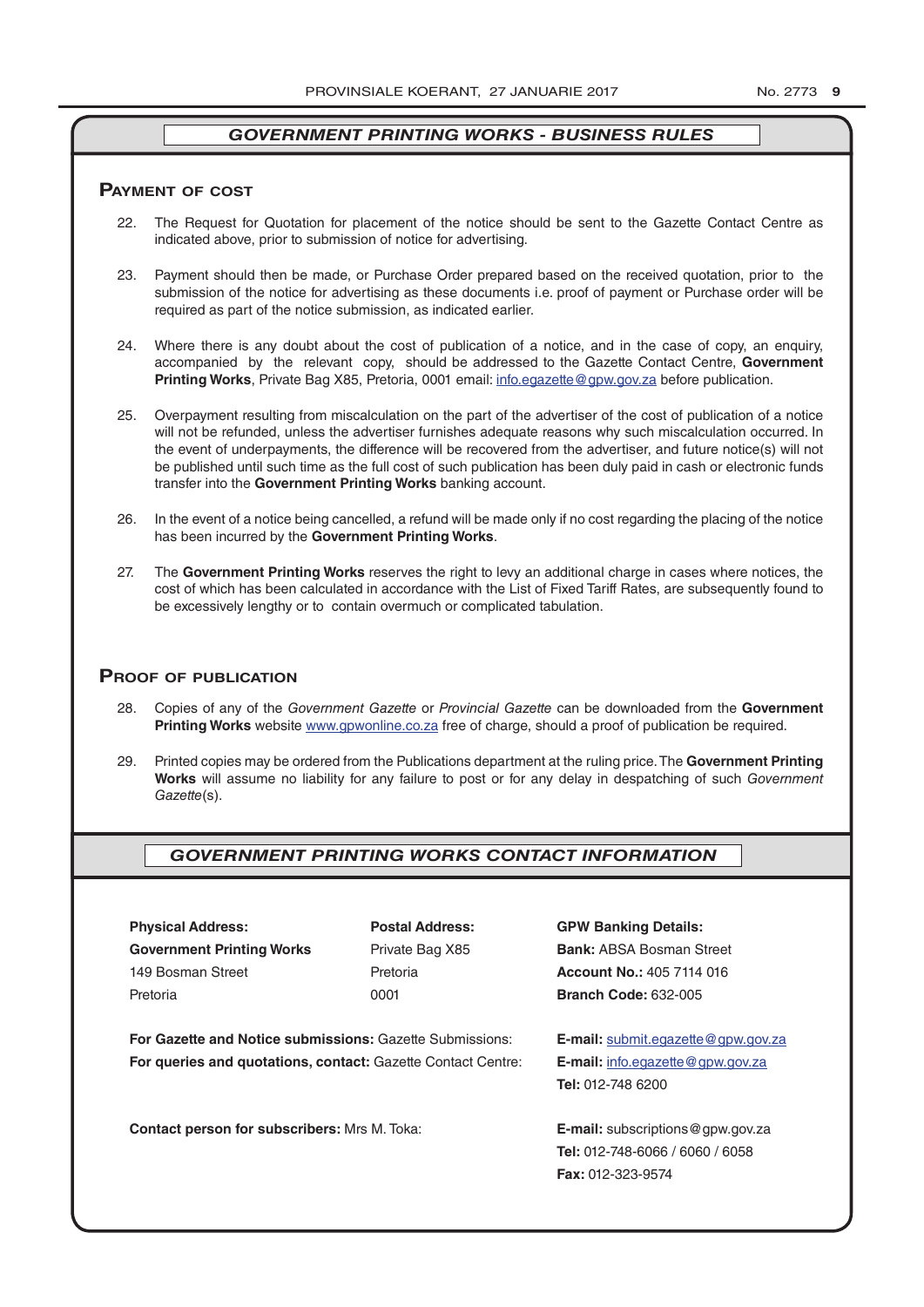## *GOVERNMENT PRINTING WORKS - BUSINESS RULES*

### Payment of cost

22. The Request for Quotation for placement of the notice should be sent to the Gazette Contact Centre as indicated above, prior to submission of notice for advertising.

23. Payment should then be made, or Purchase Order prepared based on the received quotation, prior to the submission of the notice for advertising as these documents i.e. proof of payment or Purchase order will be required as part of the notice submission, as indicated earlier.

24. Where there is any doubt about the cost of publication of a notice, and in the case of copy, an enquiry, accompanied by the relevant copy, should be addressed to the Gazette Contact Centre, **Government Printing Works**, Private Bag X85, Pretoria, 0001 email: info.egazette@gpw.gov.za before publication.

25. Overpayment resulting from miscalculation on the part of the advertiser of the cost of publication of a notice will not be refunded, unless the advertiser furnishes adequate reasons why such miscalculation occurred. In the event of underpayments, the difference will be recovered from the advertiser, and future notice(s) will not be published until such time as the full cost of such publication has been duly paid in cash or electronic funds transfer into the **Government Printing Works** banking account.

26. In the event of a notice being cancelled, a refund will be made only if no cost regarding the placing of the notice has been incurred by the **Government Printing Works**.

27. The **Government Printing Works** reserves the right to levy an additional charge in cases where notices, the cost of which has been calculated in accordance with the List of Fixed Tariff Rates, are subsequently found to be excessively lengthy or to contain overmuch or complicated tabulation.

### Proof of publication

28. Copies of any of the *Government Gazette* or *Provincial Gazette* can be downloaded from the **Government Printing Works** website www.gpwonline.co.za free of charge, should a proof of publication be required.

29. Printed copies may be ordered from the Publications department at the ruling price. The **Government Printing Works** will assume no liability for any failure to post or for any delay in despatching of such *Government Gazette*(s).

## *GOVERNMENT PRINTING WORKS CONTACT INFORMATION*

**Physical Address:**
**Government Printing Works**
149 Bosman Street
Pretoria

**Postal Address:**
Private Bag X85
Pretoria
0001

**GPW Banking Details:**
**Bank:** ABSA Bosman Street
**Account No.:** 405 7114 016
**Branch Code:** 632-005

**For Gazette and Notice submissions:** Gazette Submissions: **E-mail:** submit.egazette@gpw.gov.za

**For queries and quotations, contact:** Gazette Contact Centre: **E-mail:** info.egazette@gpw.gov.za
**Tel:** 012-748 6200

**Contact person for subscribers:** Mrs M. Toka: **E-mail:** subscriptions@gpw.gov.za
**Tel:** 012-748-6066 / 6060 / 6058
**Fax:** 012-323-9574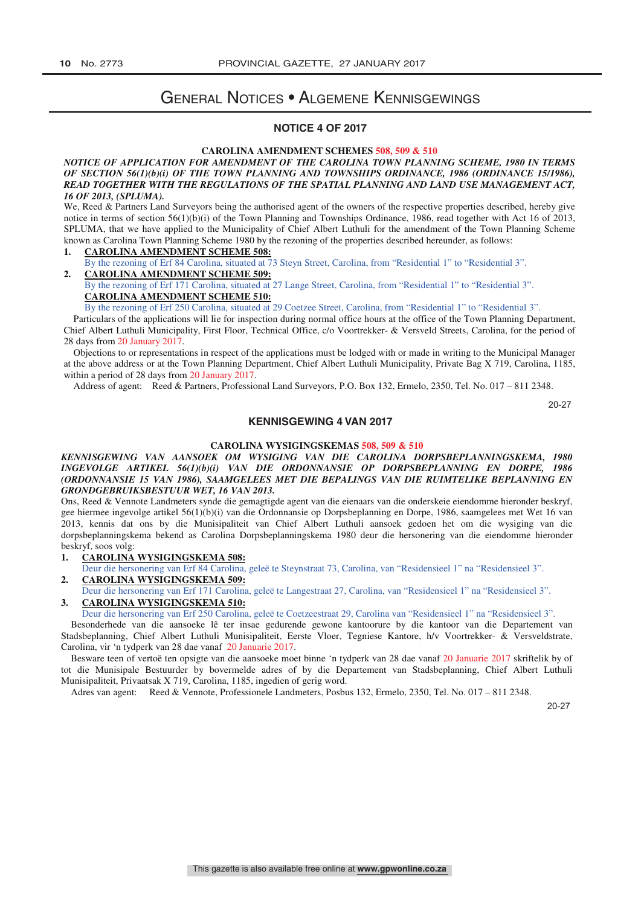# General Notices • Algemene Kennisgewings

## NOTICE 4 OF 2017

**CAROLINA AMENDMENT SCHEMES 508, 509 & 510**

***NOTICE OF APPLICATION FOR AMENDMENT OF THE CAROLINA TOWN PLANNING SCHEME, 1980 IN TERMS OF SECTION 56(1)(b)(i) OF THE TOWN PLANNING AND TOWNSHIPS ORDINANCE, 1986 (ORDINANCE 15/1986), READ TOGETHER WITH THE REGULATIONS OF THE SPATIAL PLANNING AND LAND USE MANAGEMENT ACT, 16 OF 2013, (SPLUMA).***

We, Reed & Partners Land Surveyors being the authorised agent of the owners of the respective properties described, hereby give notice in terms of section 56(1)(b)(i) of the Town Planning and Townships Ordinance, 1986, read together with Act 16 of 2013, SPLUMA, that we have applied to the Municipality of Chief Albert Luthuli for the amendment of the Town Planning Scheme known as Carolina Town Planning Scheme 1980 by the rezoning of the properties described hereunder, as follows:

1. **CAROLINA AMENDMENT SCHEME 508:**
   By the rezoning of Erf 84 Carolina, situated at 73 Steyn Street, Carolina, from "Residential 1" to "Residential 3".
2. **CAROLINA AMENDMENT SCHEME 509:**
   By the rezoning of Erf 171 Carolina, situated at 27 Lange Street, Carolina, from "Residential 1" to "Residential 3".
   **CAROLINA AMENDMENT SCHEME 510:**
   By the rezoning of Erf 250 Carolina, situated at 29 Coetzee Street, Carolina, from "Residential 1" to "Residential 3".

Particulars of the applications will lie for inspection during normal office hours at the office of the Town Planning Department, Chief Albert Luthuli Municipality, First Floor, Technical Office, c/o Voortrekker- & Versveld Streets, Carolina, for the period of 28 days from 20 January 2017.

Objections to or representations in respect of the applications must be lodged with or made in writing to the Municipal Manager at the above address or at the Town Planning Department, Chief Albert Luthuli Municipality, Private Bag X 719, Carolina, 1185, within a period of 28 days from 20 January 2017.

Address of agent: Reed & Partners, Professional Land Surveyors, P.O. Box 132, Ermelo, 2350, Tel. No. 017 – 811 2348.

20-27

## KENNISGEWING 4 VAN 2017

**CAROLINA WYSIGINGSKEMAS 508, 509 & 510**

***KENNISGEWING VAN AANSOEK OM WYSIGING VAN DIE CAROLINA DORPSBEPLANNINGSKEMA, 1980 INGEVOLGE ARTIKEL 56(1)(b)(i) VAN DIE ORDONNANSIE OP DORPSBEPLANNING EN DORPE, 1986 (ORDONNANSIE 15 VAN 1986), SAAMGELEES MET DIE BEPALINGS VAN DIE RUIMTELIKE BEPLANNING EN GRONDGEBRUIKSBESTUUR WET, 16 VAN 2013.***

Ons, Reed & Vennote Landmeters synde die gemagtigde agent van die eienaars van die onderskeie eiendomme hieronder beskryf, gee hiermee ingevolge artikel 56(1)(b)(i) van die Ordonnansie op Dorpsbeplanning en Dorpe, 1986, saamgelees met Wet 16 van 2013, kennis dat ons by die Munisipaliteit van Chief Albert Luthuli aansoek gedoen het om die wysiging van die dorpsbeplanningskema bekend as Carolina Dorpsbeplanningskema 1980 deur die hersonering van die eiendomme hieronder beskryf, soos volg:

1. **CAROLINA WYSIGINGSKEMA 508:**
   Deur die hersonering van Erf 84 Carolina, geleë te Steynstraat 73, Carolina, van "Residensieel 1" na "Residensieel 3".
2. **CAROLINA WYSIGINGSKEMA 509:**
   Deur die hersonering van Erf 171 Carolina, geleë te Langestraat 27, Carolina, van "Residensieel 1" na "Residensieel 3".
3. **CAROLINA WYSIGINGSKEMA 510:**
   Deur die hersonering van Erf 250 Carolina, geleë te Coetzeestraat 29, Carolina van "Residensieel 1" na "Residensieel 3".

Besonderhede van die aansoeke lê ter insae gedurende gewone kantoorure by die kantoor van die Departement van Stadsbeplanning, Chief Albert Luthuli Munisipaliteit, Eerste Vloer, Tegniese Kantore, h/v Voortrekker- & Versveldstrate, Carolina, vir 'n tydperk van 28 dae vanaf 20 Januarie 2017.

Besware teen of vertoë ten opsigte van die aansoeke moet binne 'n tydperk van 28 dae vanaf 20 Januarie 2017 skriftelik by of tot die Munisipale Bestuurder by bovermelde adres of by die Departement van Stadsbeplanning, Chief Albert Luthuli Munisipaliteit, Privaatsak X 719, Carolina, 1185, ingedien of gerig word.

Adres van agent: Reed & Vennote, Professionele Landmeters, Posbus 132, Ermelo, 2350, Tel. No. 017 – 811 2348.

20-27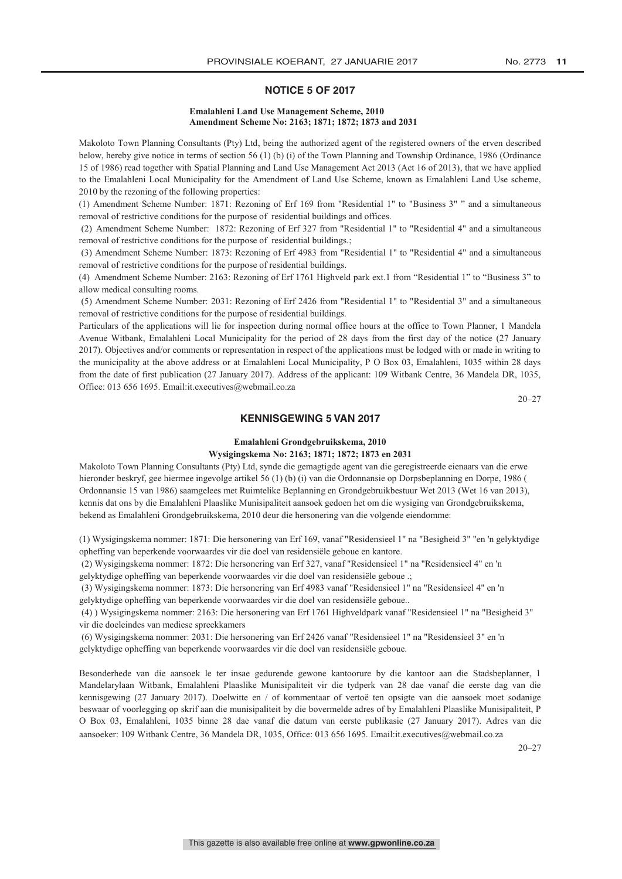## NOTICE 5 OF 2017

**Emalahleni Land Use Management Scheme, 2010**
**Amendment Scheme No: 2163; 1871; 1872; 1873 and 2031**

Makoloto Town Planning Consultants (Pty) Ltd, being the authorized agent of the registered owners of the erven described below, hereby give notice in terms of section 56 (1) (b) (i) of the Town Planning and Township Ordinance, 1986 (Ordinance 15 of 1986) read together with Spatial Planning and Land Use Management Act 2013 (Act 16 of 2013), that we have applied to the Emalahleni Local Municipality for the Amendment of Land Use Scheme, known as Emalahleni Land Use scheme, 2010 by the rezoning of the following properties:

(1) Amendment Scheme Number: 1871: Rezoning of Erf 169 from "Residential 1" to "Business 3" " and a simultaneous removal of restrictive conditions for the purpose of residential buildings and offices.

(2) Amendment Scheme Number: 1872: Rezoning of Erf 327 from "Residential 1" to "Residential 4" and a simultaneous removal of restrictive conditions for the purpose of residential buildings.;

(3) Amendment Scheme Number: 1873: Rezoning of Erf 4983 from "Residential 1" to "Residential 4" and a simultaneous removal of restrictive conditions for the purpose of residential buildings.

(4) Amendment Scheme Number: 2163: Rezoning of Erf 1761 Highveld park ext.1 from "Residential 1" to "Business 3" to allow medical consulting rooms.

(5) Amendment Scheme Number: 2031: Rezoning of Erf 2426 from "Residential 1" to "Residential 3" and a simultaneous removal of restrictive conditions for the purpose of residential buildings.

Particulars of the applications will lie for inspection during normal office hours at the office to Town Planner, 1 Mandela Avenue Witbank, Emalahleni Local Municipality for the period of 28 days from the first day of the notice (27 January 2017). Objectives and/or comments or representation in respect of the applications must be lodged with or made in writing to the municipality at the above address or at Emalahleni Local Municipality, P O Box 03, Emalahleni, 1035 within 28 days from the date of first publication (27 January 2017). Address of the applicant: 109 Witbank Centre, 36 Mandela DR, 1035, Office: 013 656 1695. Email:it.executives@webmail.co.za

20–27

## KENNISGEWING 5 VAN 2017

**Emalahleni Grondgebruikskema, 2010**
**Wysigingskema No: 2163; 1871; 1872; 1873 en 2031**

Makoloto Town Planning Consultants (Pty) Ltd, synde die gemagtigde agent van die geregistreerde eienaars van die erwe hieronder beskryf, gee hiermee ingevolge artikel 56 (1) (b) (i) van die Ordonnansie op Dorpsbeplanning en Dorpe, 1986 ( Ordonnansie 15 van 1986) saamgelees met Ruimtelike Beplanning en Grondgebruikbestuur Wet 2013 (Wet 16 van 2013), kennis dat ons by die Emalahleni Plaaslike Munisipaliteit aansoek gedoen het om die wysiging van Grondgebruikskema, bekend as Emalahleni Grondgebruikskema, 2010 deur die hersonering van die volgende eiendomme:

(1) Wysigingskema nommer: 1871: Die hersonering van Erf 169, vanaf "Residensieel 1" na "Besigheid 3" "en 'n gelyktydige opheffing van beperkende voorwaardes vir die doel van residensiële geboue en kantore.

(2) Wysigingskema nommer: 1872: Die hersonering van Erf 327, vanaf "Residensieel 1" na "Residensieel 4" en 'n gelyktydige opheffing van beperkende voorwaardes vir die doel van residensiële geboue .;

(3) Wysigingskema nommer: 1873: Die hersonering van Erf 4983 vanaf "Residensieel 1" na "Residensieel 4" en 'n gelyktydige opheffing van beperkende voorwaardes vir die doel van residensiële geboue..

(4) ) Wysigingskema nommer: 2163: Die hersonering van Erf 1761 Highveldpark vanaf "Residensieel 1" na "Besigheid 3" vir die doeleindes van mediese spreekkamers

(6) Wysigingskema nommer: 2031: Die hersonering van Erf 2426 vanaf "Residensieel 1" na "Residensieel 3" en 'n gelyktydige opheffing van beperkende voorwaardes vir die doel van residensiële geboue.

Besonderhede van die aansoek le ter insae gedurende gewone kantoorure by die kantoor aan die Stadsbeplanner, 1 Mandelarylaan Witbank, Emalahleni Plaaslike Munisipaliteit vir die tydperk van 28 dae vanaf die eerste dag van die kennisgewing (27 January 2017). Doelwitte en / of kommentaar of vertoë ten opsigte van die aansoek moet sodanige beswaar of voorlegging op skrif aan die munisipaliteit by die bovermelde adres of by Emalahleni Plaaslike Munisipaliteit, P O Box 03, Emalahleni, 1035 binne 28 dae vanaf die datum van eerste publikasie (27 January 2017). Adres van die aansoeker: 109 Witbank Centre, 36 Mandela DR, 1035, Office: 013 656 1695. Email:it.executives@webmail.co.za

20–27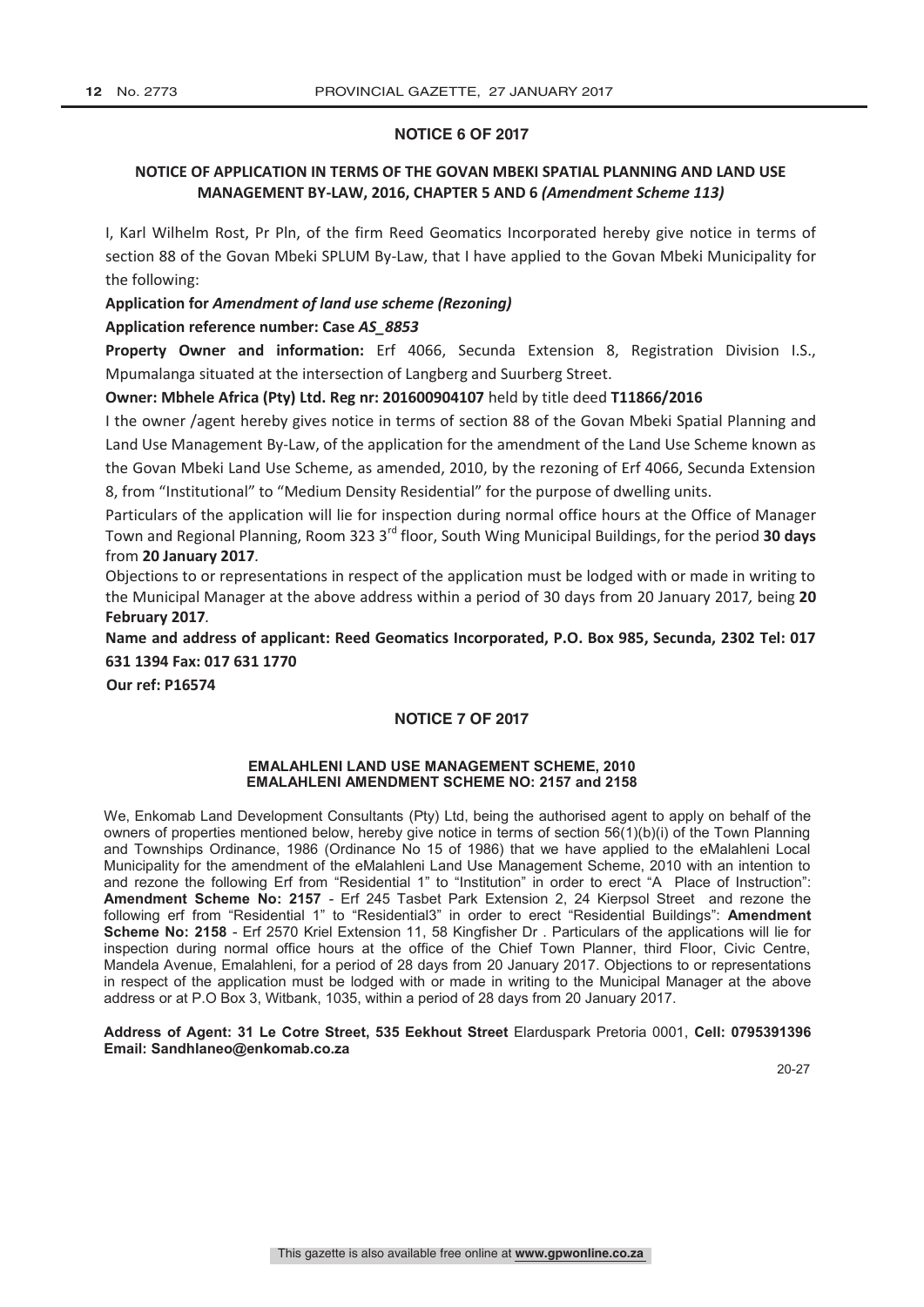## NOTICE 6 OF 2017

### NOTICE OF APPLICATION IN TERMS OF THE GOVAN MBEKI SPATIAL PLANNING AND LAND USE MANAGEMENT BY-LAW, 2016, CHAPTER 5 AND 6 *(Amendment Scheme 113)*

I, Karl Wilhelm Rost, Pr Pln, of the firm Reed Geomatics Incorporated hereby give notice in terms of section 88 of the Govan Mbeki SPLUM By-Law, that I have applied to the Govan Mbeki Municipality for the following:

**Application for** ***Amendment of land use scheme (Rezoning)***

**Application reference number: Case** ***AS_8853***

**Property Owner and information:** Erf 4066, Secunda Extension 8, Registration Division I.S., Mpumalanga situated at the intersection of Langberg and Suurberg Street.

**Owner: Mbhele Africa (Pty) Ltd. Reg nr: 201600904107** held by title deed **T11866/2016**

I the owner /agent hereby gives notice in terms of section 88 of the Govan Mbeki Spatial Planning and Land Use Management By-Law, of the application for the amendment of the Land Use Scheme known as the Govan Mbeki Land Use Scheme, as amended, 2010, by the rezoning of Erf 4066, Secunda Extension 8, from "Institutional" to "Medium Density Residential" for the purpose of dwelling units.

Particulars of the application will lie for inspection during normal office hours at the Office of Manager Town and Regional Planning, Room 323 3rd floor, South Wing Municipal Buildings, for the period **30 days** from **20 January 2017**.

Objections to or representations in respect of the application must be lodged with or made in writing to the Municipal Manager at the above address within a period of 30 days from 20 January 2017, being **20 February 2017**.

**Name and address of applicant: Reed Geomatics Incorporated, P.O. Box 985, Secunda, 2302 Tel: 017 631 1394 Fax: 017 631 1770**

**Our ref: P16574**

## NOTICE 7 OF 2017

### EMALAHLENI LAND USE MANAGEMENT SCHEME, 2010
### EMALAHLENI AMENDMENT SCHEME NO: 2157 and 2158

We, Enkomab Land Development Consultants (Pty) Ltd, being the authorised agent to apply on behalf of the owners of properties mentioned below, hereby give notice in terms of section 56(1)(b)(i) of the Town Planning and Townships Ordinance, 1986 (Ordinance No 15 of 1986) that we have applied to the eMalahleni Local Municipality for the amendment of the eMalahleni Land Use Management Scheme, 2010 with an intention to and rezone the following Erf from "Residential 1" to "Institution" in order to erect "A Place of Instruction": **Amendment Scheme No: 2157** - Erf 245 Tasbet Park Extension 2, 24 Kierpsol Street and rezone the following erf from "Residential 1" to "Residential3" in order to erect "Residential Buildings": **Amendment Scheme No: 2158** - Erf 2570 Kriel Extension 11, 58 Kingfisher Dr . Particulars of the applications will lie for inspection during normal office hours at the office of the Chief Town Planner, third Floor, Civic Centre, Mandela Avenue, Emalahleni, for a period of 28 days from 20 January 2017. Objections to or representations in respect of the application must be lodged with or made in writing to the Municipal Manager at the above address or at P.O Box 3, Witbank, 1035, within a period of 28 days from 20 January 2017.

**Address of Agent: 31 Le Cotre Street, 535 Eekhout Street** Elarduspark Pretoria 0001, **Cell: 0795391396 Email: Sandhlaneo@enkomab.co.za**

20-27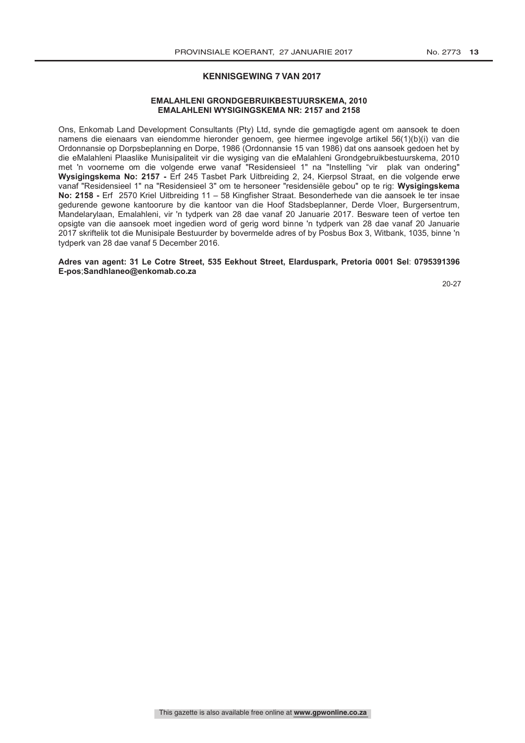## KENNISGEWING 7 VAN 2017

### EMALAHLENI GRONDGEBRUIKBESTUURSKEMA, 2010
### EMALAHLENI WYSIGINGSKEMA NR: 2157 and 2158

Ons, Enkomab Land Development Consultants (Pty) Ltd, synde die gemagtigde agent om aansoek te doen namens die eienaars van eiendomme hieronder genoem, gee hiermee ingevolge artikel 56(1)(b)(i) van die Ordonnansie op Dorpsbeplanning en Dorpe, 1986 (Ordonnansie 15 van 1986) dat ons aansoek gedoen het by die eMalahleni Plaaslike Munisipaliteit vir die wysiging van die eMalahleni Grondgebruikbestuurskema, 2010 met 'n voorneme om die volgende erwe vanaf "Residensieel 1" na "Instelling "vir plak van ondering" **Wysigingskema No: 2157 -** Erf 245 Tasbet Park Uitbreiding 2, 24, Kierpsol Straat, en die volgende erwe vanaf "Residensieel 1" na "Residensieel 3" om te hersoneer "residensiële gebou" op te rig: **Wysigingskema No: 2158 -** Erf 2570 Kriel Uitbreiding 11 – 58 Kingfisher Straat. Besonderhede van die aansoek le ter insae gedurende gewone kantoorure by die kantoor van die Hoof Stadsbeplanner, Derde Vloer, Burgersentrum, Mandelarylaan, Emalahleni, vir 'n tydperk van 28 dae vanaf 20 Januarie 2017. Besware teen of vertoe ten opsigte van die aansoek moet ingedien word of gerig word binne 'n tydperk van 28 dae vanaf 20 Januarie 2017 skriftelik tot die Munisipale Bestuurder by bovermelde adres of by Posbus Box 3, Witbank, 1035, binne 'n tydperk van 28 dae vanaf 5 December 2016.

**Adres van agent: 31 Le Cotre Street, 535 Eekhout Street, Elarduspark, Pretoria 0001 Sel**: **0795391396 E-pos**;**Sandhlaneo@enkomab.co.za**

20-27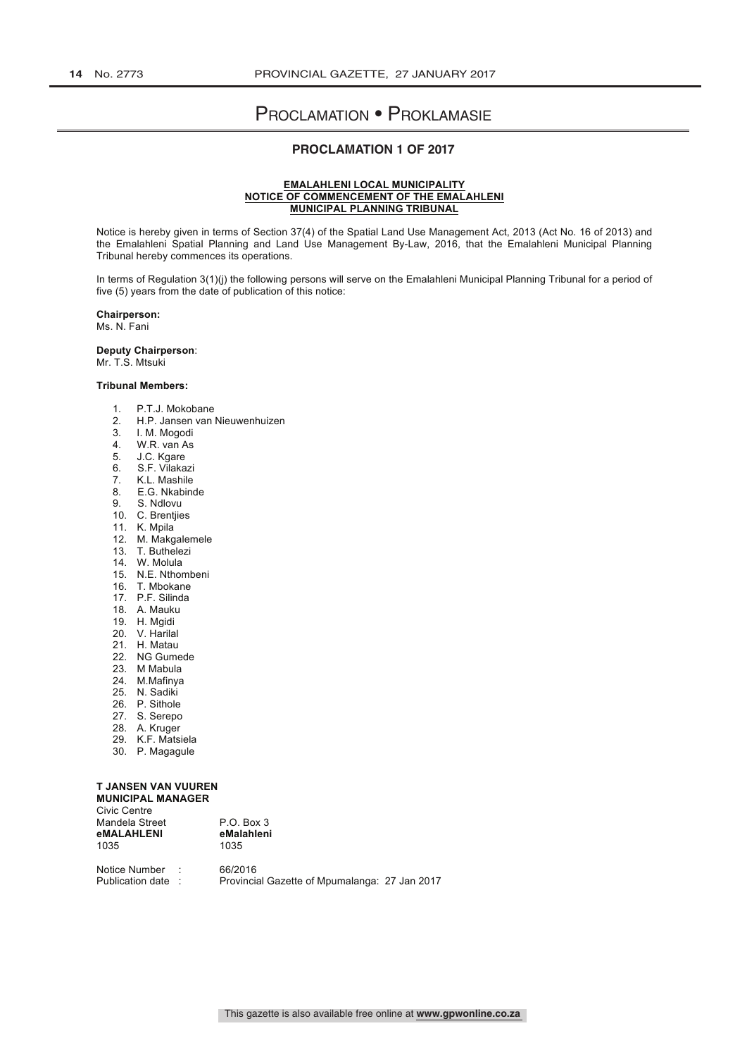# Proclamation • Proklamasie

## PROCLAMATION 1 OF 2017

**EMALAHLENI LOCAL MUNICIPALITY**
**NOTICE OF COMMENCEMENT OF THE EMALAHLENI MUNICIPAL PLANNING TRIBUNAL**

Notice is hereby given in terms of Section 37(4) of the Spatial Land Use Management Act, 2013 (Act No. 16 of 2013) and the Emalahleni Spatial Planning and Land Use Management By-Law, 2016, that the Emalahleni Municipal Planning Tribunal hereby commences its operations.

In terms of Regulation 3(1)(j) the following persons will serve on the Emalahleni Municipal Planning Tribunal for a period of five (5) years from the date of publication of this notice:

**Chairperson:**
Ms. N. Fani

**Deputy Chairperson**:
Mr. T.S. Mtsuki

**Tribunal Members:**

1. P.T.J. Mokobane
2. H.P. Jansen van Nieuwenhuizen
3. I. M. Mogodi
4. W.R. van As
5. J.C. Kgare
6. S.F. Vilakazi
7. K.L. Mashile
8. E.G. Nkabinde
9. S. Ndlovu
10. C. Brentjies
11. K. Mpila
12. M. Makgalemele
13. T. Buthelezi
14. W. Molula
15. N.E. Nthombeni
16. T. Mbokane
17. P.F. Silinda
18. A. Mauku
19. H. Mgidi
20. V. Harilal
21. H. Matau
22. NG Gumede
23. M Mabula
24. M.Mafinya
25. N. Sadiki
26. P. Sithole
27. S. Serepo
28. A. Kruger
29. K.F. Matsiela
30. P. Magagule

**T JANSEN VAN VUUREN**
**MUNICIPAL MANAGER**

| Civic Centre | |
|---|---|
| Mandela Street | P.O. Box 3 |
| **eMALAHLENI** | **eMalahleni** |
| 1035 | 1035 |

Notice Number : 66/2016
Publication date : Provincial Gazette of Mpumalanga: 27 Jan 2017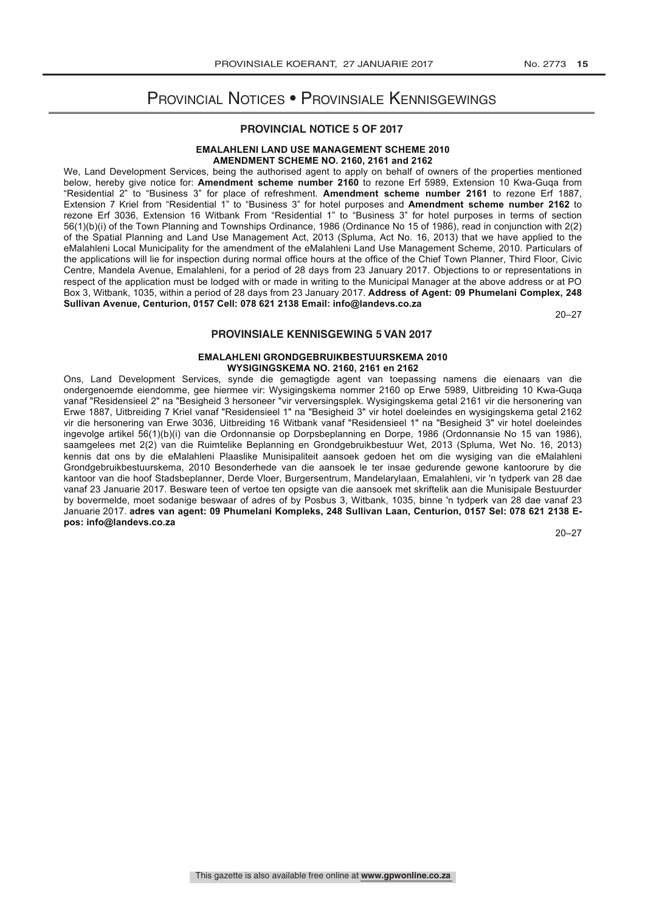# Provincial Notices • Provinsiale Kennisgewings

## PROVINCIAL NOTICE 5 OF 2017

### EMALAHLENI LAND USE MANAGEMENT SCHEME 2010
### AMENDMENT SCHEME NO. 2160, 2161 and 2162

We, Land Development Services, being the authorised agent to apply on behalf of owners of the properties mentioned below, hereby give notice for: **Amendment scheme number 2160** to rezone Erf 5989, Extension 10 Kwa-Guqa from "Residential 2" to "Business 3" for place of refreshment. **Amendment scheme number 2161** to rezone Erf 1887, Extension 7 Kriel from "Residential 1" to "Business 3" for hotel purposes and **Amendment scheme number 2162** to rezone Erf 3036, Extension 16 Witbank From "Residential 1" to "Business 3" for hotel purposes in terms of section 56(1)(b)(i) of the Town Planning and Townships Ordinance, 1986 (Ordinance No 15 of 1986), read in conjunction with 2(2) of the Spatial Planning and Land Use Management Act, 2013 (Spluma, Act No. 16, 2013) that we have applied to the eMalahleni Local Municipality for the amendment of the eMalahleni Land Use Management Scheme, 2010. Particulars of the applications will lie for inspection during normal office hours at the office of the Chief Town Planner, Third Floor, Civic Centre, Mandela Avenue, Emalahleni, for a period of 28 days from 23 January 2017. Objections to or representations in respect of the application must be lodged with or made in writing to the Municipal Manager at the above address or at PO Box 3, Witbank, 1035, within a period of 28 days from 23 January 2017. **Address of Agent: 09 Phumelani Complex, 248 Sullivan Avenue, Centurion, 0157 Cell: 078 621 2138 Email: info@landevs.co.za**

20–27

## PROVINSIALE KENNISGEWING 5 VAN 2017

### EMALAHLENI GRONDGEBRUIKBESTUURSKEMA 2010
### WYSIGINGSKEMA NO. 2160, 2161 en 2162

Ons, Land Development Services, synde die gemagtigde agent van toepassing namens die eienaars van die ondergenoemde eiendomme, gee hiermee vir: Wysigingskema nommer 2160 op Erwe 5989, Uitbreiding 10 Kwa-Guqa vanaf "Residensieel 2" na "Besigheid 3 hersoneer "vir verversingsplek. Wysigingskema getal 2161 vir die hersonering van Erwe 1887, Uitbreiding 7 Kriel vanaf "Residensieel 1" na "Besigheid 3" vir hotel doeleindes en wysigingskema getal 2162 vir die hersonering van Erwe 3036, Uitbreiding 16 Witbank vanaf "Residensieel 1" na "Besigheid 3" vir hotel doeleindes ingevolge artikel 56(1)(b)(i) van die Ordonnansie op Dorpsbeplanning en Dorpe, 1986 (Ordonnansie No 15 van 1986), saamgelees met 2(2) van die Ruimtelike Beplanning en Grondgebruikbestuur Wet, 2013 (Spluma, Wet No. 16, 2013) kennis dat ons by die eMalahleni Plaaslike Munisipaliteit aansoek gedoen het om die wysiging van die eMalahleni Grondgebruikbestuurskema, 2010 Besonderhede van die aansoek le ter insae gedurende gewone kantoorure by die kantoor van die hoof Stadsbeplanner, Derde Vloer, Burgersentrum, Mandelarylaan, Emalahleni, vir 'n tydperk van 28 dae vanaf 23 Januarie 2017. Besware teen of vertoe ten opsigte van die aansoek met skriftelik aan die Munisipale Bestuurder by bovermelde, moet sodanige beswaar of adres of by Posbus 3, Witbank, 1035, binne 'n tydperk van 28 dae vanaf 23 Januarie 2017. **adres van agent: 09 Phumelani Kompleks, 248 Sullivan Laan, Centurion, 0157 Sel: 078 621 2138 E-pos: info@landevs.co.za**

20–27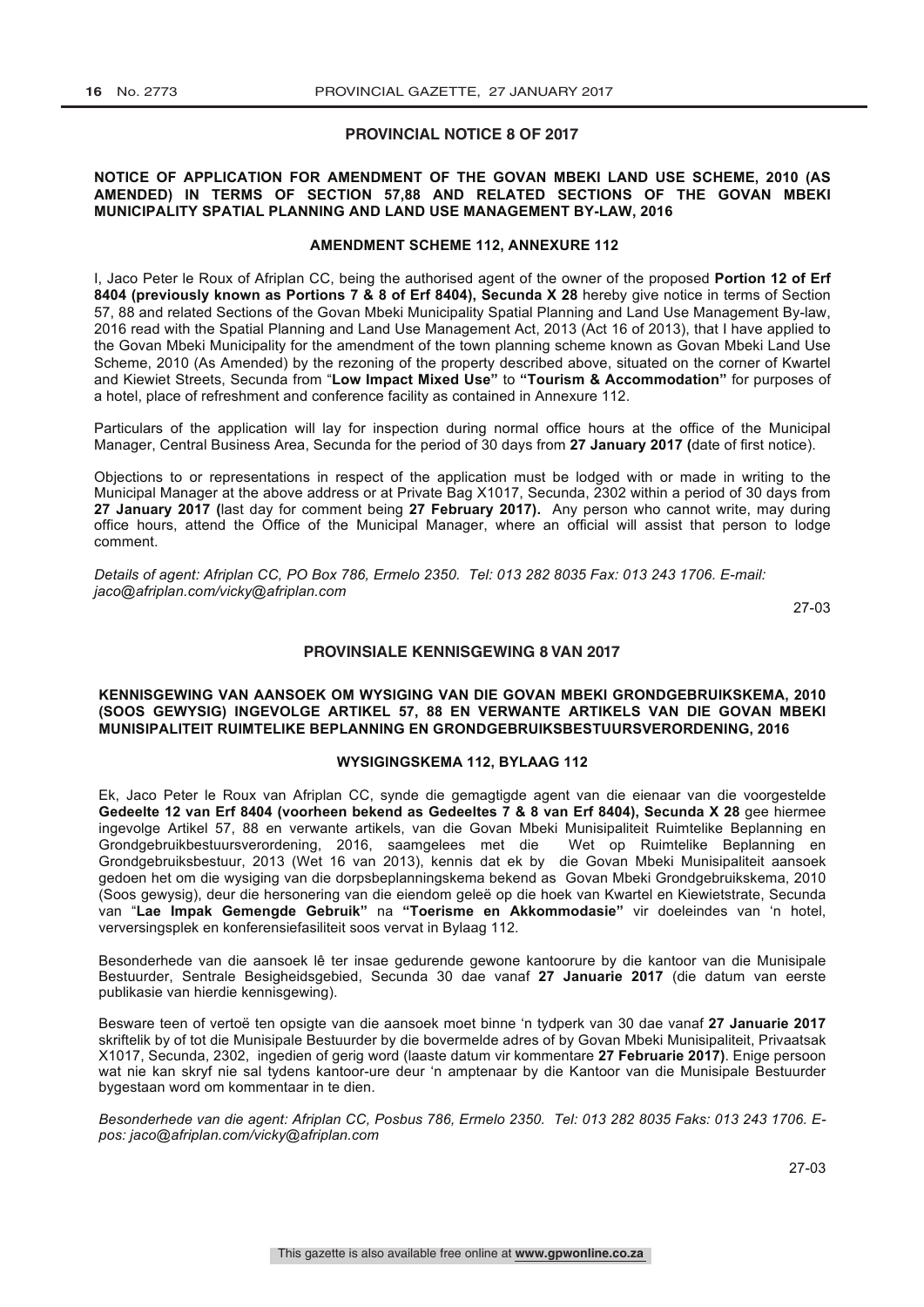## PROVINCIAL NOTICE 8 OF 2017

**NOTICE OF APPLICATION FOR AMENDMENT OF THE GOVAN MBEKI LAND USE SCHEME, 2010 (AS AMENDED) IN TERMS OF SECTION 57,88 AND RELATED SECTIONS OF THE GOVAN MBEKI MUNICIPALITY SPATIAL PLANNING AND LAND USE MANAGEMENT BY-LAW, 2016**

**AMENDMENT SCHEME 112, ANNEXURE 112**

I, Jaco Peter le Roux of Afriplan CC, being the authorised agent of the owner of the proposed **Portion 12 of Erf 8404 (previously known as Portions 7 & 8 of Erf 8404), Secunda X 28** hereby give notice in terms of Section 57, 88 and related Sections of the Govan Mbeki Municipality Spatial Planning and Land Use Management By-law, 2016 read with the Spatial Planning and Land Use Management Act, 2013 (Act 16 of 2013), that I have applied to the Govan Mbeki Municipality for the amendment of the town planning scheme known as Govan Mbeki Land Use Scheme, 2010 (As Amended) by the rezoning of the property described above, situated on the corner of Kwartel and Kiewiet Streets, Secunda from "**Low Impact Mixed Use"** to **"Tourism & Accommodation"** for purposes of a hotel, place of refreshment and conference facility as contained in Annexure 112.

Particulars of the application will lay for inspection during normal office hours at the office of the Municipal Manager, Central Business Area, Secunda for the period of 30 days from **27 January 2017 (**date of first notice).

Objections to or representations in respect of the application must be lodged with or made in writing to the Municipal Manager at the above address or at Private Bag X1017, Secunda, 2302 within a period of 30 days from **27 January 2017 (**last day for comment being **27 February 2017).** Any person who cannot write, may during office hours, attend the Office of the Municipal Manager, where an official will assist that person to lodge comment.

*Details of agent: Afriplan CC, PO Box 786, Ermelo 2350. Tel: 013 282 8035 Fax: 013 243 1706. E-mail: jaco@afriplan.com/vicky@afriplan.com*

27-03

## PROVINSIALE KENNISGEWING 8 VAN 2017

**KENNISGEWING VAN AANSOEK OM WYSIGING VAN DIE GOVAN MBEKI GRONDGEBRUIKSKEMA, 2010 (SOOS GEWYSIG) INGEVOLGE ARTIKEL 57, 88 EN VERWANTE ARTIKELS VAN DIE GOVAN MBEKI MUNISIPALITEIT RUIMTELIKE BEPLANNING EN GRONDGEBRUIKSBESTUURSVERORDENING, 2016**

**WYSIGINGSKEMA 112, BYLAAG 112**

Ek, Jaco Peter le Roux van Afriplan CC, synde die gemagtigde agent van die eienaar van die voorgestelde **Gedeelte 12 van Erf 8404 (voorheen bekend as Gedeeltes 7 & 8 van Erf 8404), Secunda X 28** gee hiermee ingevolge Artikel 57, 88 en verwante artikels, van die Govan Mbeki Munisipaliteit Ruimtelike Beplanning en Grondgebruikbestuursverordening, 2016, saamgelees met die Wet op Ruimtelike Beplanning en Grondgebruiksbestuur, 2013 (Wet 16 van 2013), kennis dat ek by die Govan Mbeki Munisipaliteit aansoek gedoen het om die wysiging van die dorpsbeplanningskema bekend as Govan Mbeki Grondgebruikskema, 2010 (Soos gewysig), deur die hersonering van die eiendom geleë op die hoek van Kwartel en Kiewietstrate, Secunda van "**Lae Impak Gemengde Gebruik"** na **"Toerisme en Akkommodasie"** vir doeleindes van 'n hotel, verversingsplek en konferensiefasiliteit soos vervat in Bylaag 112.

Besonderhede van die aansoek lê ter insae gedurende gewone kantoorure by die kantoor van die Munisipale Bestuurder, Sentrale Besigheidsgebied, Secunda 30 dae vanaf **27 Januarie 2017** (die datum van eerste publikasie van hierdie kennisgewing).

Besware teen of vertoë ten opsigte van die aansoek moet binne 'n tydperk van 30 dae vanaf **27 Januarie 2017** skriftelik by of tot die Munisipale Bestuurder by die bovermelde adres of by Govan Mbeki Munisipaliteit, Privaatsak X1017, Secunda, 2302, ingedien of gerig word (laaste datum vir kommentare **27 Februarie 2017)**. Enige persoon wat nie kan skryf nie sal tydens kantoor-ure deur 'n amptenaar by die Kantoor van die Munisipale Bestuurder bygestaan word om kommentaar in te dien.

*Besonderhede van die agent: Afriplan CC, Posbus 786, Ermelo 2350. Tel: 013 282 8035 Faks: 013 243 1706. E-pos: jaco@afriplan.com/vicky@afriplan.com*

27-03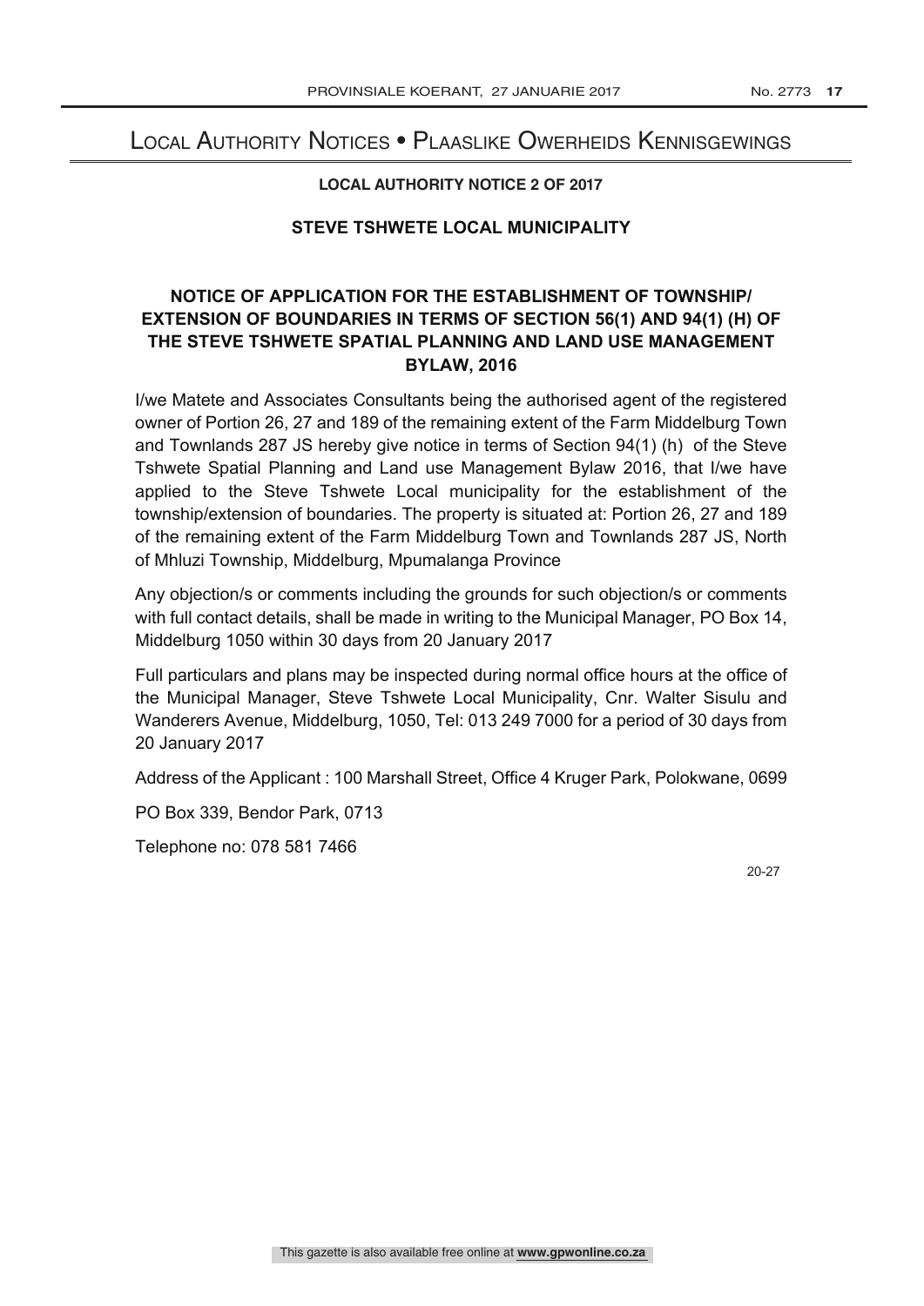# Local Authority Notices • Plaaslike Owerheids Kennisgewings

### LOCAL AUTHORITY NOTICE 2 OF 2017

### STEVE TSHWETE LOCAL MUNICIPALITY

### NOTICE OF APPLICATION FOR THE ESTABLISHMENT OF TOWNSHIP/ EXTENSION OF BOUNDARIES IN TERMS OF SECTION 56(1) AND 94(1) (H) OF THE STEVE TSHWETE SPATIAL PLANNING AND LAND USE MANAGEMENT BYLAW, 2016

I/we Matete and Associates Consultants being the authorised agent of the registered owner of Portion 26, 27 and 189 of the remaining extent of the Farm Middelburg Town and Townlands 287 JS hereby give notice in terms of Section 94(1) (h) of the Steve Tshwete Spatial Planning and Land use Management Bylaw 2016, that I/we have applied to the Steve Tshwete Local municipality for the establishment of the township/extension of boundaries. The property is situated at: Portion 26, 27 and 189 of the remaining extent of the Farm Middelburg Town and Townlands 287 JS, North of Mhluzi Township, Middelburg, Mpumalanga Province

Any objection/s or comments including the grounds for such objection/s or comments with full contact details, shall be made in writing to the Municipal Manager, PO Box 14, Middelburg 1050 within 30 days from 20 January 2017

Full particulars and plans may be inspected during normal office hours at the office of the Municipal Manager, Steve Tshwete Local Municipality, Cnr. Walter Sisulu and Wanderers Avenue, Middelburg, 1050, Tel: 013 249 7000 for a period of 30 days from 20 January 2017

Address of the Applicant : 100 Marshall Street, Office 4 Kruger Park, Polokwane, 0699

PO Box 339, Bendor Park, 0713

Telephone no: 078 581 7466

20-27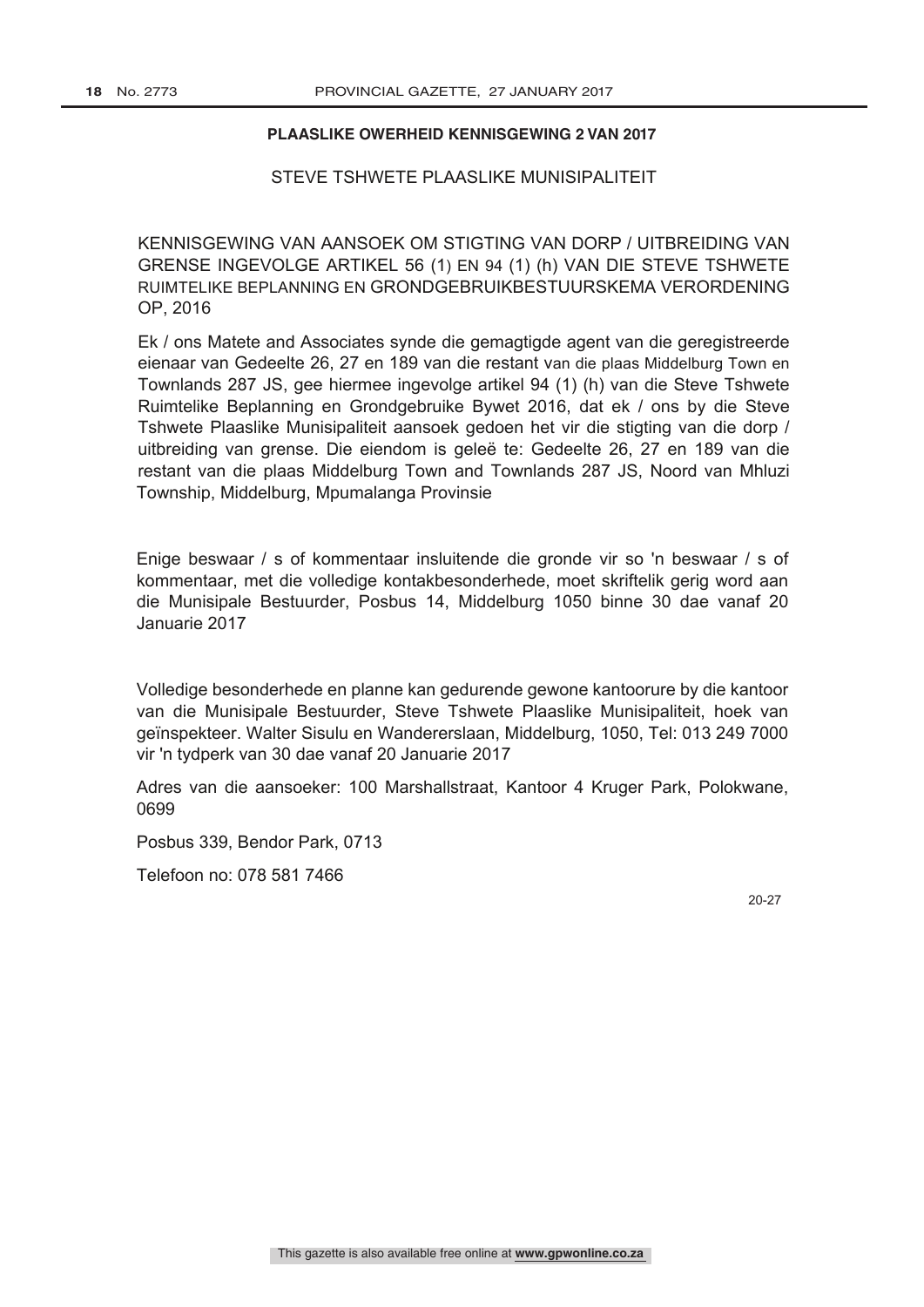**PLAASLIKE OWERHEID KENNISGEWING 2 VAN 2017**

STEVE TSHWETE PLAASLIKE MUNISIPALITEIT

KENNISGEWING VAN AANSOEK OM STIGTING VAN DORP / UITBREIDING VAN GRENSE INGEVOLGE ARTIKEL 56 (1) EN 94 (1) (h) VAN DIE STEVE TSHWETE RUIMTELIKE BEPLANNING EN GRONDGEBRUIKBESTUURSKEMA VERORDENING OP, 2016

Ek / ons Matete and Associates synde die gemagtigde agent van die geregistreerde eienaar van Gedeelte 26, 27 en 189 van die restant van die plaas Middelburg Town en Townlands 287 JS, gee hiermee ingevolge artikel 94 (1) (h) van die Steve Tshwete Ruimtelike Beplanning en Grondgebruike Bywet 2016, dat ek / ons by die Steve Tshwete Plaaslike Munisipaliteit aansoek gedoen het vir die stigting van die dorp / uitbreiding van grense. Die eiendom is geleë te: Gedeelte 26, 27 en 189 van die restant van die plaas Middelburg Town and Townlands 287 JS, Noord van Mhluzi Township, Middelburg, Mpumalanga Provinsie

Enige beswaar / s of kommentaar insluitende die gronde vir so 'n beswaar / s of kommentaar, met die volledige kontakbesonderhede, moet skriftelik gerig word aan die Munisipale Bestuurder, Posbus 14, Middelburg 1050 binne 30 dae vanaf 20 Januarie 2017

Volledige besonderhede en planne kan gedurende gewone kantoorure by die kantoor van die Munisipale Bestuurder, Steve Tshwete Plaaslike Munisipaliteit, hoek van geïnspekteer. Walter Sisulu en Wandererslaan, Middelburg, 1050, Tel: 013 249 7000 vir 'n tydperk van 30 dae vanaf 20 Januarie 2017

Adres van die aansoeker: 100 Marshallstraat, Kantoor 4 Kruger Park, Polokwane, 0699

Posbus 339, Bendor Park, 0713

Telefoon no: 078 581 7466

20-27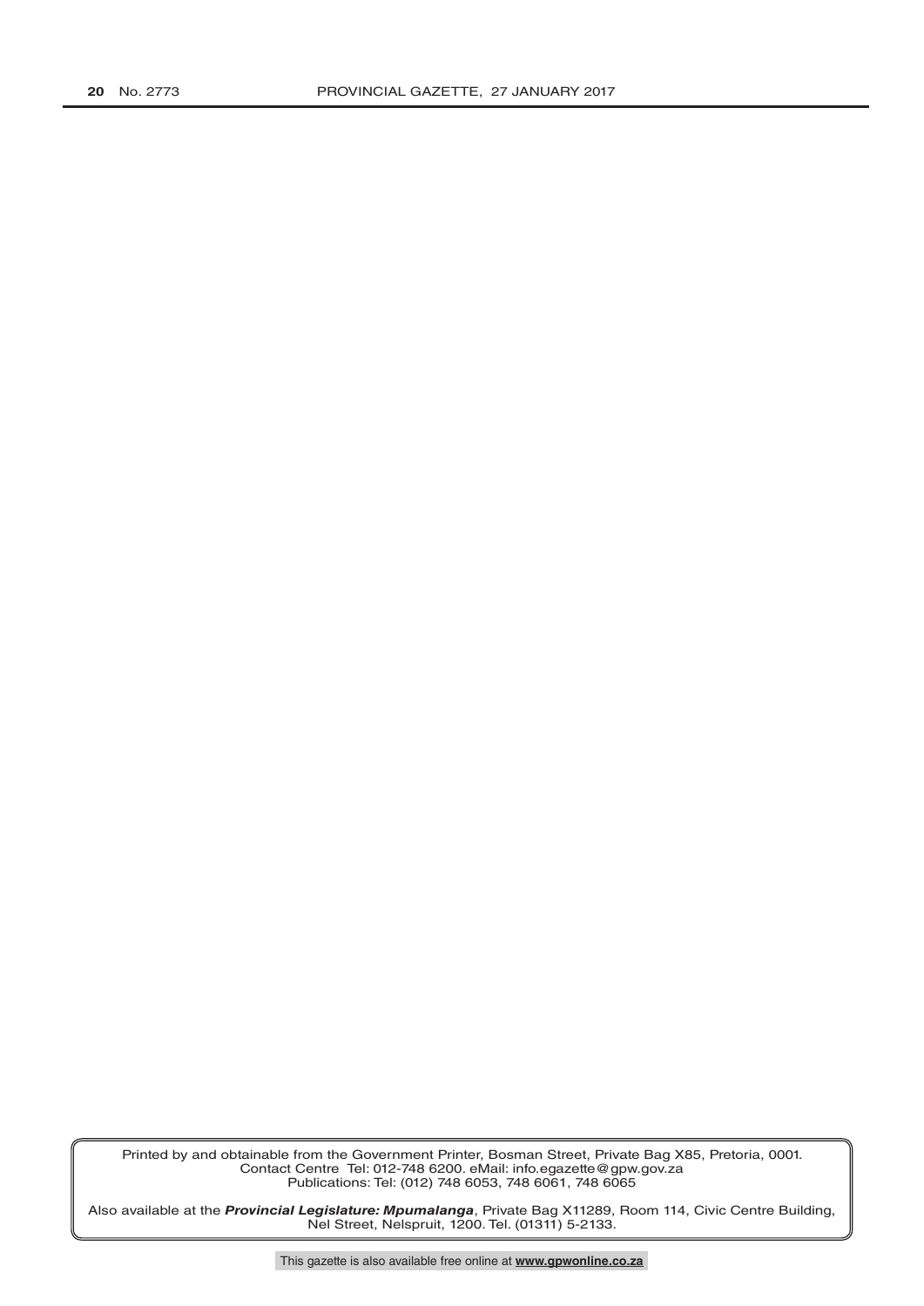Printed by and obtainable from the Government Printer, Bosman Street, Private Bag X85, Pretoria, 0001.
Contact Centre Tel: 012-748 6200. eMail: info.egazette@gpw.gov.za
Publications: Tel: (012) 748 6053, 748 6061, 748 6065

Also available at the ***Provincial Legislature: Mpumalanga***, Private Bag X11289, Room 114, Civic Centre Building, Nel Street, Nelspruit, 1200. Tel. (01311) 5-2133.

This gazette is also available free online at **www.gpwonline.co.za**